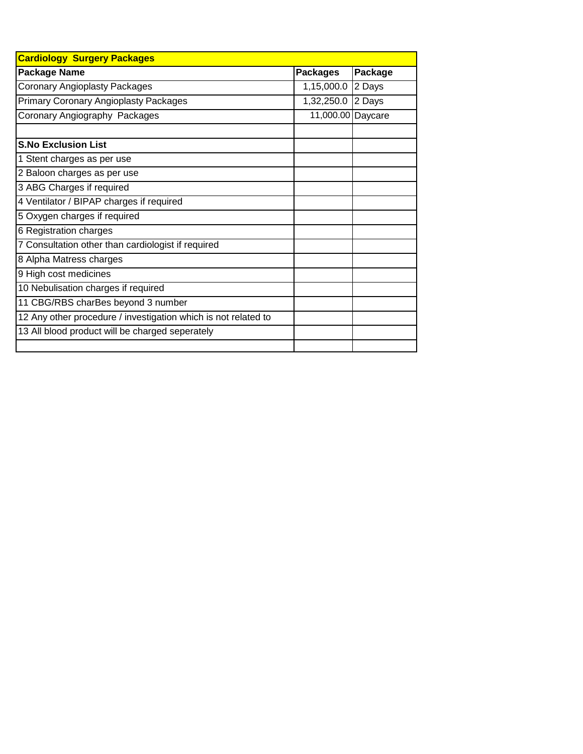| Cardiology Surgery Packages | | |
|---|---|---|
| **Package Name** | **Packages** | **Package** |
| Coronary Angioplasty Packages | 1,15,000.0 | 2 Days |
| Primary Coronary Angioplasty Packages | 1,32,250.0 | 2 Days |
| Coronary Angiography Packages | 11,000.00 | Daycare |
| | | |
| **S.No Exclusion List** | | |
| 1 Stent charges as per use | | |
| 2 Baloon charges as per use | | |
| 3 ABG Charges if required | | |
| 4 Ventilator / BIPAP charges if required | | |
| 5 Oxygen charges if required | | |
| 6 Registration charges | | |
| 7 Consultation other than cardiologist if required | | |
| 8 Alpha Matress charges | | |
| 9 High cost medicines | | |
| 10 Nebulisation charges if required | | |
| 11 CBG/RBS charBes beyond 3 number | | |
| 12 Any other procedure / investigation which is not related to | | |
| 13 All blood product will be charged seperately | | |
| | | |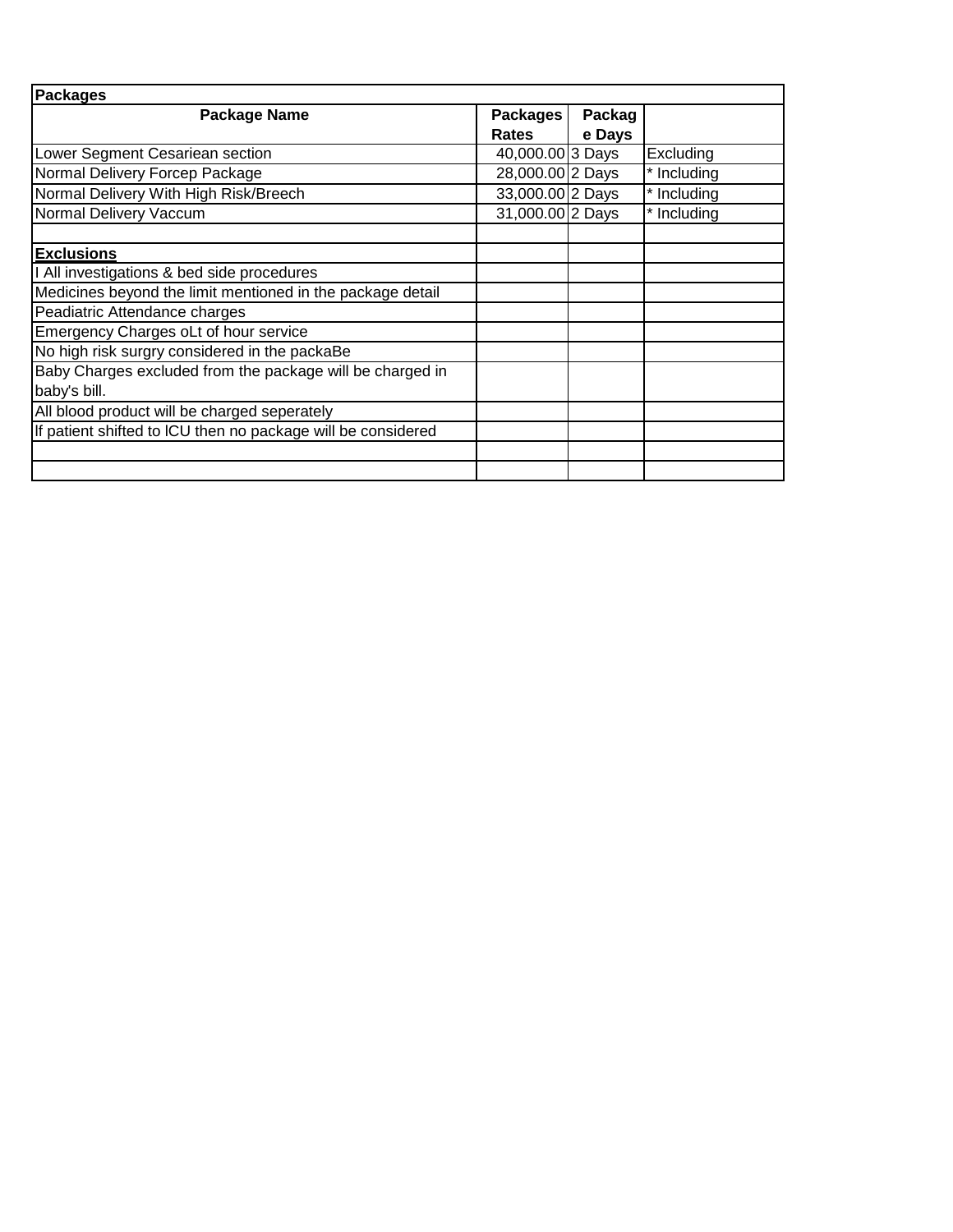| Packages | | | |
|---|---|---|---|
| **Package Name** | **Packages Rates** | **Package Days** | |
| Lower Segment Cesariean section | 40,000.00 | 3 Days | Excluding |
| Normal Delivery Forcep Package | 28,000.00 | 2 Days | * Including |
| Normal Delivery With High Risk/Breech | 33,000.00 | 2 Days | * Including |
| Normal Delivery Vaccum | 31,000.00 | 2 Days | * Including |
| | | | |
| **Exclusions** | | | |
| I All investigations & bed side procedures | | | |
| Medicines beyond the limit mentioned in the package detail | | | |
| Peadiatric Attendance charges | | | |
| Emergency Charges oLt of hour service | | | |
| No high risk surgry considered in the packaBe | | | |
| Baby Charges excluded from the package will be charged in baby's bill. | | | |
| All blood product will be charged seperately | | | |
| If patient shifted to lCU then no package will be considered | | | |
| | | | |
| | | | |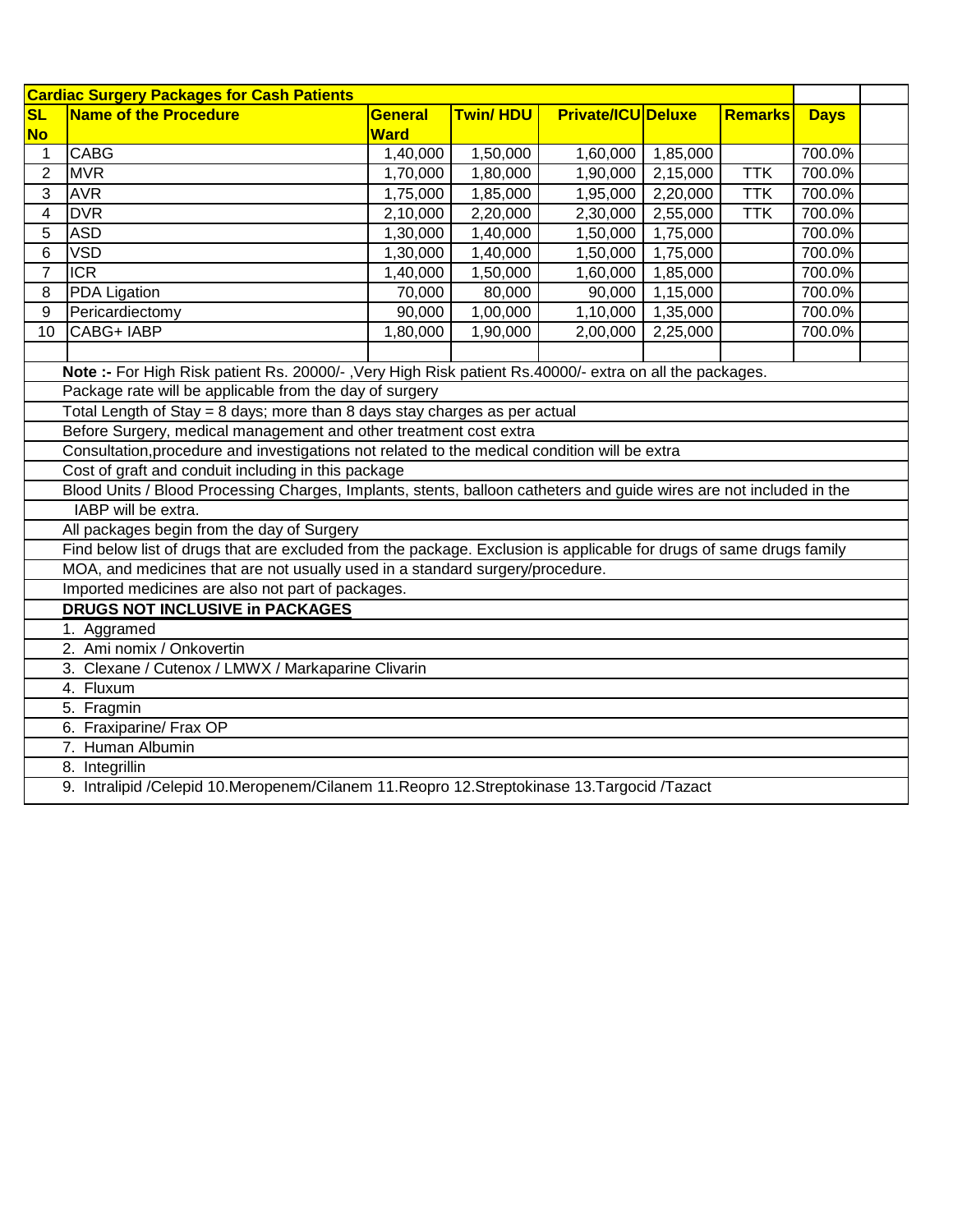| Cardiac Surgery Packages for Cash Patients | | | | | | | | |
|---|---|---|---|---|---|---|---|---|
| **SL No** | **Name of the Procedure** | **General Ward** | **Twin/ HDU** | **Private/ICU** | **Deluxe** | **Remarks** | **Days** | |
| 1 | CABG | 1,40,000 | 1,50,000 | 1,60,000 | 1,85,000 | | 700.0% | |
| 2 | MVR | 1,70,000 | 1,80,000 | 1,90,000 | 2,15,000 | TTK | 700.0% | |
| 3 | AVR | 1,75,000 | 1,85,000 | 1,95,000 | 2,20,000 | TTK | 700.0% | |
| 4 | DVR | 2,10,000 | 2,20,000 | 2,30,000 | 2,55,000 | TTK | 700.0% | |
| 5 | ASD | 1,30,000 | 1,40,000 | 1,50,000 | 1,75,000 | | 700.0% | |
| 6 | VSD | 1,30,000 | 1,40,000 | 1,50,000 | 1,75,000 | | 700.0% | |
| 7 | ICR | 1,40,000 | 1,50,000 | 1,60,000 | 1,85,000 | | 700.0% | |
| 8 | PDA Ligation | 70,000 | 80,000 | 90,000 | 1,15,000 | | 700.0% | |
| 9 | Pericardiectomy | 90,000 | 1,00,000 | 1,10,000 | 1,35,000 | | 700.0% | |
| 10 | CABG+ IABP | 1,80,000 | 1,90,000 | 2,00,000 | 2,25,000 | | 700.0% | |

**Note :-** For High Risk patient Rs. 20000/- ,Very High Risk patient Rs.40000/- extra on all the packages.

Package rate will be applicable from the day of surgery

Total Length of Stay = 8 days; more than 8 days stay charges as per actual

Before Surgery, medical management and other treatment cost extra

Consultation,procedure and investigations not related to the medical condition will be extra

Cost of graft and conduit including in this package

Blood Units / Blood Processing Charges, Implants, stents, balloon catheters and guide wires are not included in the IABP will be extra.

All packages begin from the day of Surgery

Find below list of drugs that are excluded from the package. Exclusion is applicable for drugs of same drugs family MOA, and medicines that are not usually used in a standard surgery/procedure.

Imported medicines are also not part of packages.

**DRUGS NOT INCLUSIVE in PACKAGES**

1. Aggramed
2. Ami nomix / Onkovertin
3. Clexane / Cutenox / LMWX / Markaparine Clivarin
4. Fluxum
5. Fragmin
6. Fraxiparine/ Frax OP
7. Human Albumin
8. Integrillin
9. Intralipid /Celepid 10.Meropenem/Cilanem 11.Reopro 12.Streptokinase 13.Targocid /Tazact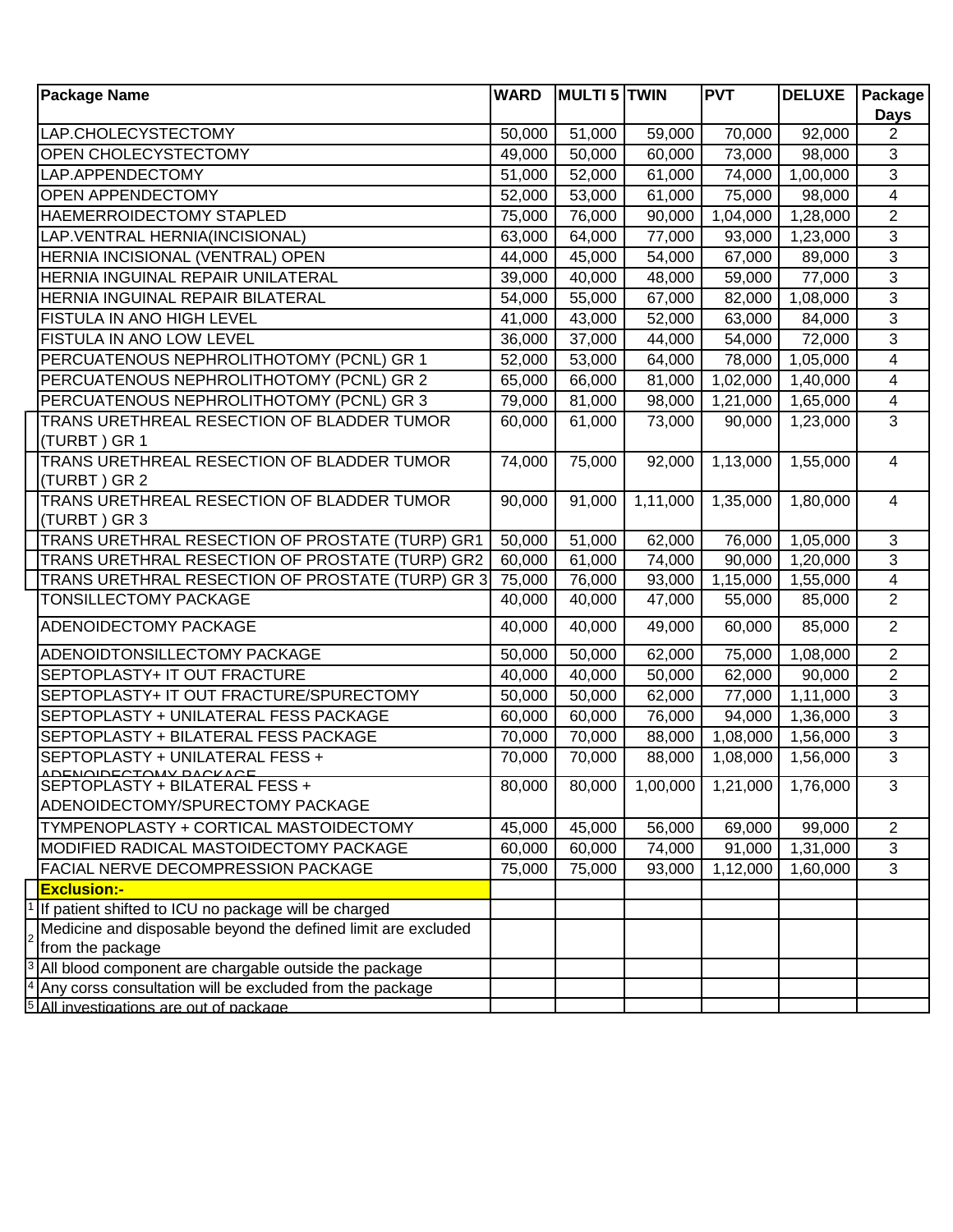| Package Name | WARD | MULTI 5 | TWIN | PVT | DELUXE | Package Days |
|---|---|---|---|---|---|---|
| LAP.CHOLECYSTECTOMY | 50,000 | 51,000 | 59,000 | 70,000 | 92,000 | 2 |
| OPEN CHOLECYSTECTOMY | 49,000 | 50,000 | 60,000 | 73,000 | 98,000 | 3 |
| LAP.APPENDECTOMY | 51,000 | 52,000 | 61,000 | 74,000 | 1,00,000 | 3 |
| OPEN APPENDECTOMY | 52,000 | 53,000 | 61,000 | 75,000 | 98,000 | 4 |
| HAEMERROIDECTOMY STAPLED | 75,000 | 76,000 | 90,000 | 1,04,000 | 1,28,000 | 2 |
| LAP.VENTRAL HERNIA(INCISIONAL) | 63,000 | 64,000 | 77,000 | 93,000 | 1,23,000 | 3 |
| HERNIA INCISIONAL (VENTRAL) OPEN | 44,000 | 45,000 | 54,000 | 67,000 | 89,000 | 3 |
| HERNIA INGUINAL REPAIR UNILATERAL | 39,000 | 40,000 | 48,000 | 59,000 | 77,000 | 3 |
| HERNIA INGUINAL REPAIR BILATERAL | 54,000 | 55,000 | 67,000 | 82,000 | 1,08,000 | 3 |
| FISTULA IN ANO HIGH LEVEL | 41,000 | 43,000 | 52,000 | 63,000 | 84,000 | 3 |
| FISTULA IN ANO LOW LEVEL | 36,000 | 37,000 | 44,000 | 54,000 | 72,000 | 3 |
| PERCUATENOUS NEPHROLITHOTOMY (PCNL) GR 1 | 52,000 | 53,000 | 64,000 | 78,000 | 1,05,000 | 4 |
| PERCUATENOUS NEPHROLITHOTOMY (PCNL) GR 2 | 65,000 | 66,000 | 81,000 | 1,02,000 | 1,40,000 | 4 |
| PERCUATENOUS NEPHROLITHOTOMY (PCNL) GR 3 | 79,000 | 81,000 | 98,000 | 1,21,000 | 1,65,000 | 4 |
| TRANS URETHREAL RESECTION OF BLADDER TUMOR (TURBT ) GR 1 | 60,000 | 61,000 | 73,000 | 90,000 | 1,23,000 | 3 |
| TRANS URETHREAL RESECTION OF BLADDER TUMOR (TURBT ) GR 2 | 74,000 | 75,000 | 92,000 | 1,13,000 | 1,55,000 | 4 |
| TRANS URETHREAL RESECTION OF BLADDER TUMOR (TURBT ) GR 3 | 90,000 | 91,000 | 1,11,000 | 1,35,000 | 1,80,000 | 4 |
| TRANS URETHRAL RESECTION OF PROSTATE (TURP) GR1 | 50,000 | 51,000 | 62,000 | 76,000 | 1,05,000 | 3 |
| TRANS URETHRAL RESECTION OF PROSTATE (TURP) GR2 | 60,000 | 61,000 | 74,000 | 90,000 | 1,20,000 | 3 |
| TRANS URETHRAL RESECTION OF PROSTATE (TURP) GR 3 | 75,000 | 76,000 | 93,000 | 1,15,000 | 1,55,000 | 4 |
| TONSILLECTOMY PACKAGE | 40,000 | 40,000 | 47,000 | 55,000 | 85,000 | 2 |
| ADENOIDECTOMY PACKAGE | 40,000 | 40,000 | 49,000 | 60,000 | 85,000 | 2 |
| ADENOIDTONSILLECTOMY PACKAGE | 50,000 | 50,000 | 62,000 | 75,000 | 1,08,000 | 2 |
| SEPTOPLASTY+ IT OUT FRACTURE | 40,000 | 40,000 | 50,000 | 62,000 | 90,000 | 2 |
| SEPTOPLASTY+ IT OUT FRACTURE/SPURECTOMY | 50,000 | 50,000 | 62,000 | 77,000 | 1,11,000 | 3 |
| SEPTOPLASTY + UNILATERAL FESS PACKAGE | 60,000 | 60,000 | 76,000 | 94,000 | 1,36,000 | 3 |
| SEPTOPLASTY + BILATERAL FESS PACKAGE | 70,000 | 70,000 | 88,000 | 1,08,000 | 1,56,000 | 3 |
| SEPTOPLASTY + UNILATERAL FESS + ADENOIDECTOMY PACKAGE | 70,000 | 70,000 | 88,000 | 1,08,000 | 1,56,000 | 3 |
| SEPTOPLASTY + BILATERAL FESS + ADENOIDECTOMY/SPURECTOMY PACKAGE | 80,000 | 80,000 | 1,00,000 | 1,21,000 | 1,76,000 | 3 |
| TYMPENOPLASTY + CORTICAL MASTOIDECTOMY | 45,000 | 45,000 | 56,000 | 69,000 | 99,000 | 2 |
| MODIFIED RADICAL MASTOIDECTOMY PACKAGE | 60,000 | 60,000 | 74,000 | 91,000 | 1,31,000 | 3 |
| FACIAL NERVE DECOMPRESSION PACKAGE | 75,000 | 75,000 | 93,000 | 1,12,000 | 1,60,000 | 3 |

**Exclusion:-**

1. If patient shifted to ICU no package will be charged
2. Medicine and disposable beyond the defined limit are excluded from the package
3. All blood component are chargable outside the package
4. Any corss consultation will be excluded from the package
5. All investigations are out of package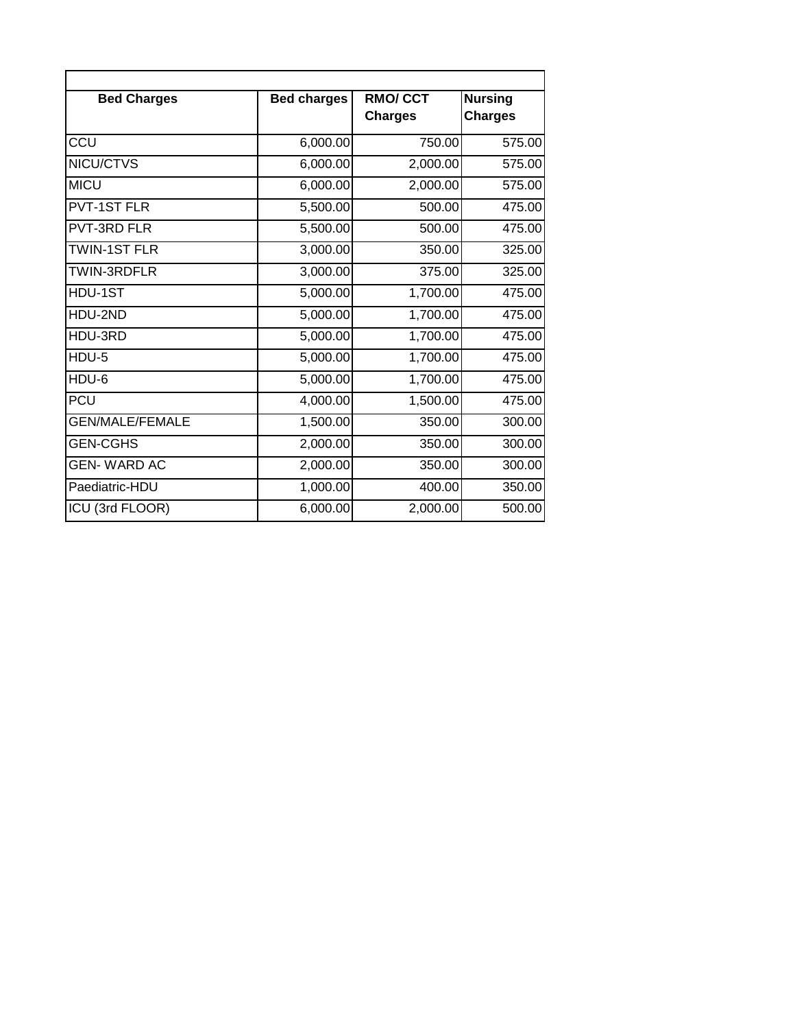| Bed Charges | Bed charges | RMO/ CCT Charges | Nursing Charges |
|---|---|---|---|
| CCU | 6,000.00 | 750.00 | 575.00 |
| NICU/CTVS | 6,000.00 | 2,000.00 | 575.00 |
| MICU | 6,000.00 | 2,000.00 | 575.00 |
| PVT-1ST FLR | 5,500.00 | 500.00 | 475.00 |
| PVT-3RD FLR | 5,500.00 | 500.00 | 475.00 |
| TWIN-1ST FLR | 3,000.00 | 350.00 | 325.00 |
| TWIN-3RDFLR | 3,000.00 | 375.00 | 325.00 |
| HDU-1ST | 5,000.00 | 1,700.00 | 475.00 |
| HDU-2ND | 5,000.00 | 1,700.00 | 475.00 |
| HDU-3RD | 5,000.00 | 1,700.00 | 475.00 |
| HDU-5 | 5,000.00 | 1,700.00 | 475.00 |
| HDU-6 | 5,000.00 | 1,700.00 | 475.00 |
| PCU | 4,000.00 | 1,500.00 | 475.00 |
| GEN/MALE/FEMALE | 1,500.00 | 350.00 | 300.00 |
| GEN-CGHS | 2,000.00 | 350.00 | 300.00 |
| GEN- WARD AC | 2,000.00 | 350.00 | 300.00 |
| Paediatric-HDU | 1,000.00 | 400.00 | 350.00 |
| ICU (3rd FLOOR) | 6,000.00 | 2,000.00 | 500.00 |